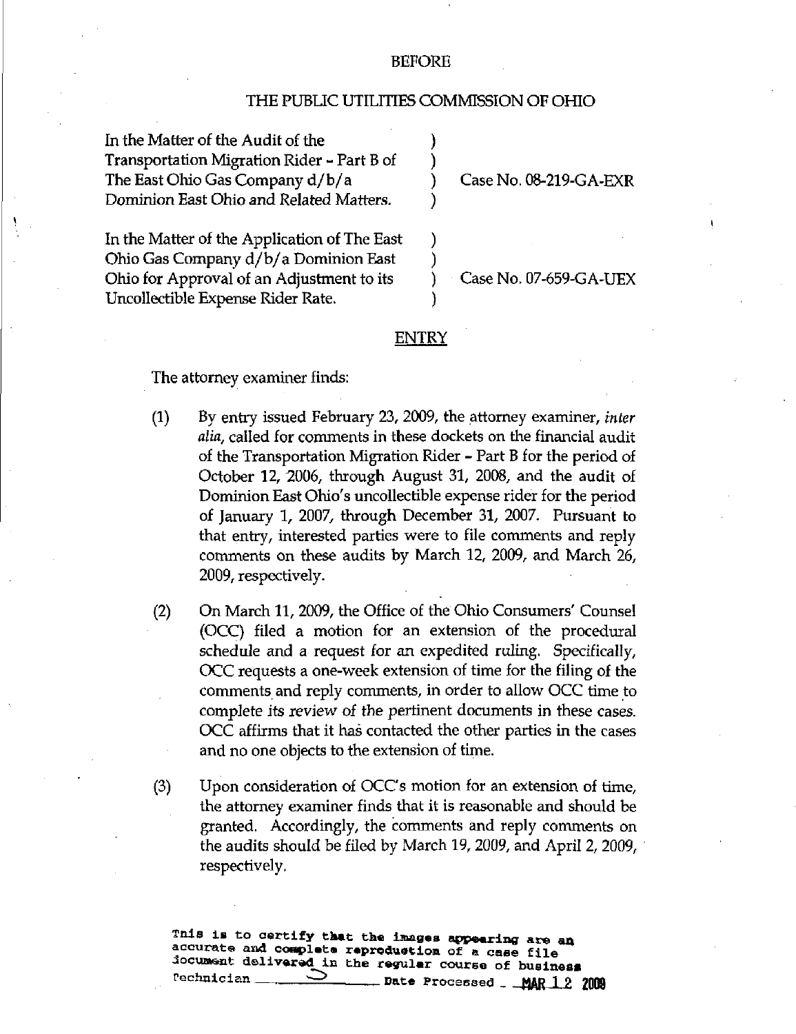BEFORE

THE PUBLIC UTILITIES COMMISSION OF OHIO

| | | |
|---|---|---|
| In the Matter of the Audit of the Transportation Migration Rider - Part B of The East Ohio Gas Company d/b/a Dominion East Ohio and Related Matters. | ) | Case No. 08-219-GA-EXR |
| In the Matter of the Application of The East Ohio Gas Company d/b/a Dominion East Ohio for Approval of an Adjustment to its Uncollectible Expense Rider Rate. | ) | Case No. 07-659-GA-UEX |

ENTRY

The attorney examiner finds:

(1) By entry issued February 23, 2009, the attorney examiner, *inter alia*, called for comments in these dockets on the financial audit of the Transportation Migration Rider - Part B for the period of October 12, 2006, through August 31, 2008, and the audit of Dominion East Ohio's uncollectible expense rider for the period of January 1, 2007, through December 31, 2007. Pursuant to that entry, interested parties were to file comments and reply comments on these audits by March 12, 2009, and March 26, 2009, respectively.

(2) On March 11, 2009, the Office of the Ohio Consumers' Counsel (OCC) filed a motion for an extension of the procedural schedule and a request for an expedited ruling. Specifically, OCC requests a one-week extension of time for the filing of the comments and reply comments, in order to allow OCC time to complete its review of the pertinent documents in these cases. OCC affirms that it has contacted the other parties in the cases and no one objects to the extension of time.

(3) Upon consideration of OCC's motion for an extension of time, the attorney examiner finds that it is reasonable and should be granted. Accordingly, the comments and reply comments on the audits should be filed by March 19, 2009, and April 2, 2009, respectively.

This is to certify that the images appearing are an accurate and complete reproduction of a case file document delivered in the regular course of business
Technician ______ Date Processed MAR 12 2009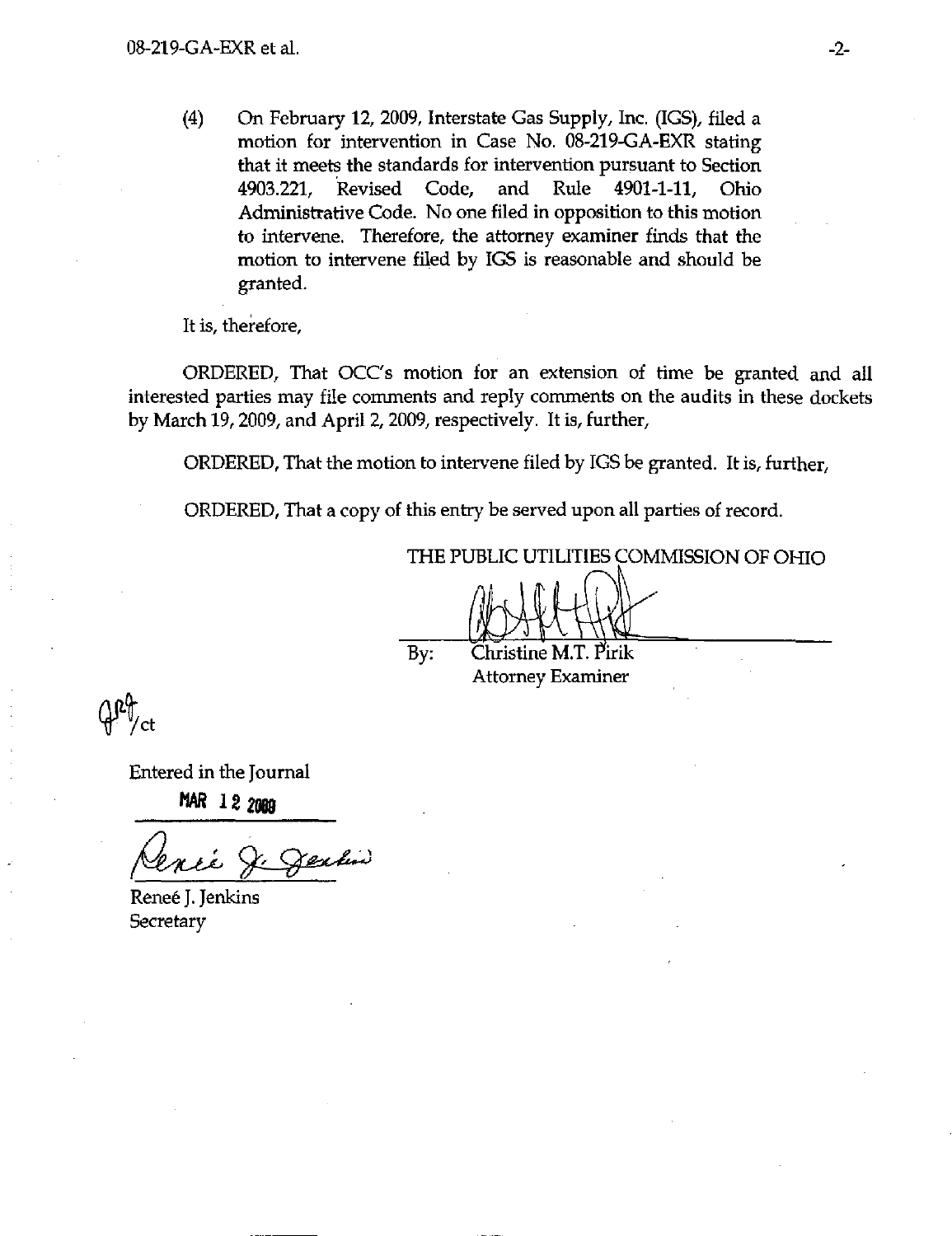(4) On February 12, 2009, Interstate Gas Supply, Inc. (IGS), filed a motion for intervention in Case No. 08-219-GA-EXR stating that it meets the standards for intervention pursuant to Section 4903.221, Revised Code, and Rule 4901-1-11, Ohio Administrative Code. No one filed in opposition to this motion to intervene. Therefore, the attorney examiner finds that the motion to intervene filed by IGS is reasonable and should be granted.

It is, therefore,

ORDERED, That OCC's motion for an extension of time be granted and all interested parties may file comments and reply comments on the audits in these dockets by March 19, 2009, and April 2, 2009, respectively. It is, further,

ORDERED, That the motion to intervene filed by IGS be granted. It is, further,

ORDERED, That a copy of this entry be served upon all parties of record.

THE PUBLIC UTILITIES COMMISSION OF OHIO

By: Christine M.T. Pirik
Attorney Examiner

/ct

Entered in the Journal

MAR 12 2009

Reneé J. Jenkins
Secretary